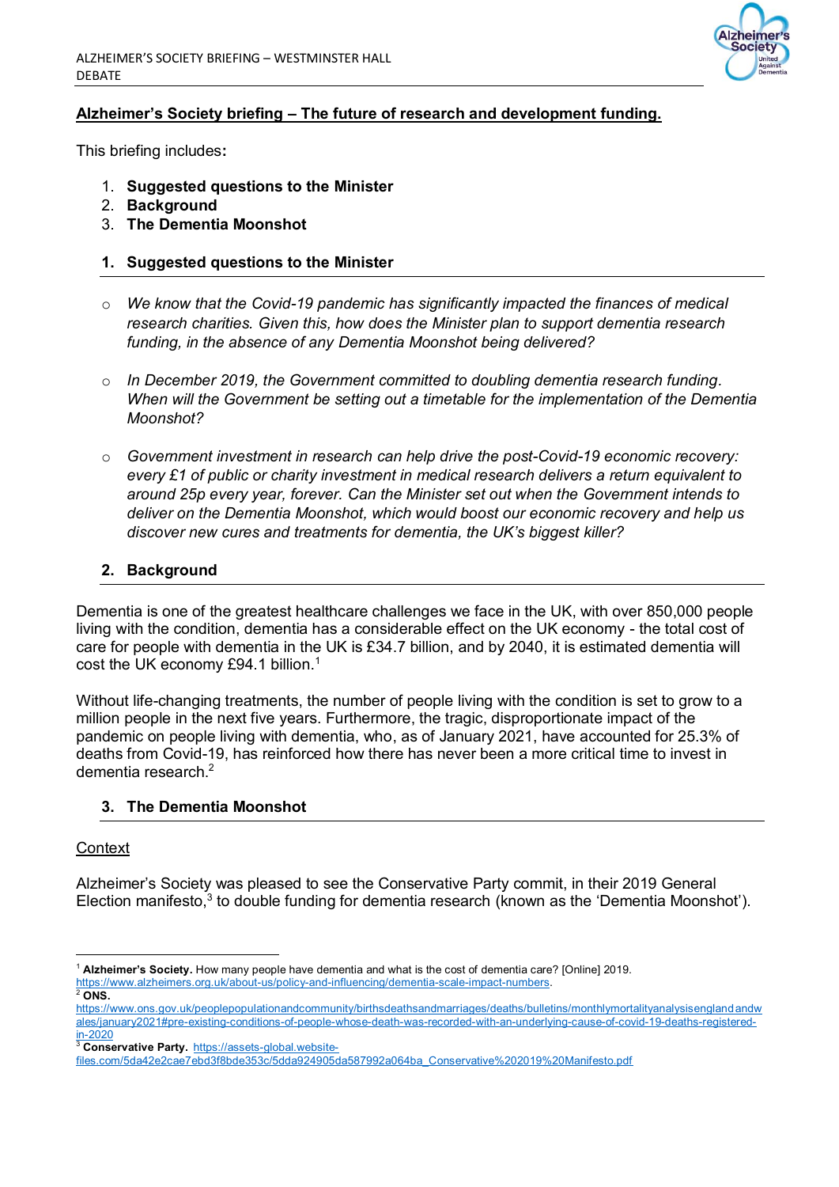ALZHEIMER'S SOCIETY BRIEFING – WESTMINSTER HALL DEBATE

# Alzheimer's Society briefing – The future of research and development funding.

This briefing includes**:**

1. **Suggested questions to the Minister**
2. **Background**
3. **The Dementia Moonshot**

## 1. Suggested questions to the Minister

- *We know that the Covid-19 pandemic has significantly impacted the finances of medical research charities. Given this, how does the Minister plan to support dementia research funding, in the absence of any Dementia Moonshot being delivered?*
- *In December 2019, the Government committed to doubling dementia research funding. When will the Government be setting out a timetable for the implementation of the Dementia Moonshot?*
- *Government investment in research can help drive the post-Covid-19 economic recovery: every £1 of public or charity investment in medical research delivers a return equivalent to around 25p every year, forever. Can the Minister set out when the Government intends to deliver on the Dementia Moonshot, which would boost our economic recovery and help us discover new cures and treatments for dementia, the UK's biggest killer?*

## 2. Background

Dementia is one of the greatest healthcare challenges we face in the UK, with over 850,000 people living with the condition, dementia has a considerable effect on the UK economy - the total cost of care for people with dementia in the UK is £34.7 billion, and by 2040, it is estimated dementia will cost the UK economy £94.1 billion.[1]

Without life-changing treatments, the number of people living with the condition is set to grow to a million people in the next five years. Furthermore, the tragic, disproportionate impact of the pandemic on people living with dementia, who, as of January 2021, have accounted for 25.3% of deaths from Covid-19, has reinforced how there has never been a more critical time to invest in dementia research.[2]

## 3. The Dementia Moonshot

### Context

Alzheimer's Society was pleased to see the Conservative Party commit, in their 2019 General Election manifesto,[3] to double funding for dementia research (known as the 'Dementia Moonshot').

---

[1] **Alzheimer's Society.** How many people have dementia and what is the cost of dementia care? [Online] 2019. https://www.alzheimers.org.uk/about-us/policy-and-influencing/dementia-scale-impact-numbers.

[2] **ONS.** https://www.ons.gov.uk/peoplepopulationandcommunity/birthsdeathsandmarriages/deaths/bulletins/monthlymortalityanalysisenglandandwales/january2021#pre-existing-conditions-of-people-whose-death-was-recorded-with-an-underlying-cause-of-covid-19-deaths-registered-in-2020

[3] **Conservative Party.** https://assets-global.website-files.com/5da42e2cae7ebd3f8bde353c/5dda924905da587992a064ba_Conservative%202019%20Manifesto.pdf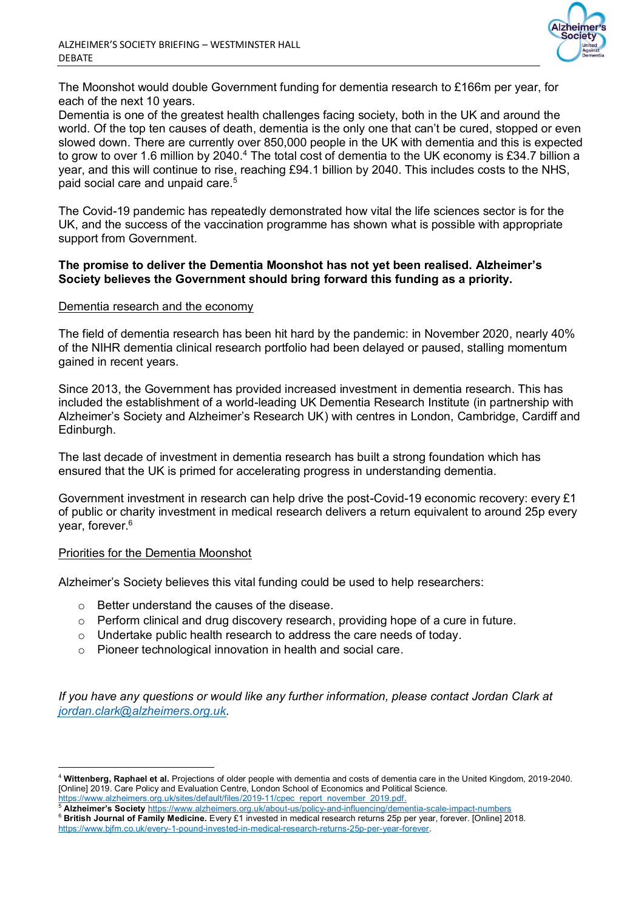The Moonshot would double Government funding for dementia research to £166m per year, for each of the next 10 years.

Dementia is one of the greatest health challenges facing society, both in the UK and around the world. Of the top ten causes of death, dementia is the only one that can't be cured, stopped or even slowed down. There are currently over 850,000 people in the UK with dementia and this is expected to grow to over 1.6 million by 2040.[4] The total cost of dementia to the UK economy is £34.7 billion a year, and this will continue to rise, reaching £94.1 billion by 2040. This includes costs to the NHS, paid social care and unpaid care.[5]

The Covid-19 pandemic has repeatedly demonstrated how vital the life sciences sector is for the UK, and the success of the vaccination programme has shown what is possible with appropriate support from Government.

**The promise to deliver the Dementia Moonshot has not yet been realised. Alzheimer's Society believes the Government should bring forward this funding as a priority.**

## Dementia research and the economy

The field of dementia research has been hit hard by the pandemic: in November 2020, nearly 40% of the NIHR dementia clinical research portfolio had been delayed or paused, stalling momentum gained in recent years.

Since 2013, the Government has provided increased investment in dementia research. This has included the establishment of a world-leading UK Dementia Research Institute (in partnership with Alzheimer's Society and Alzheimer's Research UK) with centres in London, Cambridge, Cardiff and Edinburgh.

The last decade of investment in dementia research has built a strong foundation which has ensured that the UK is primed for accelerating progress in understanding dementia.

Government investment in research can help drive the post-Covid-19 economic recovery: every £1 of public or charity investment in medical research delivers a return equivalent to around 25p every year, forever.[6]

## Priorities for the Dementia Moonshot

Alzheimer's Society believes this vital funding could be used to help researchers:

- Better understand the causes of the disease.
- Perform clinical and drug discovery research, providing hope of a cure in future.
- Undertake public health research to address the care needs of today.
- Pioneer technological innovation in health and social care.

*If you have any questions or would like any further information, please contact Jordan Clark at [jordan.clark@alzheimers.org.uk](mailto:jordan.clark@alzheimers.org.uk).*

---

[4] **Wittenberg, Raphael et al.** Projections of older people with dementia and costs of dementia care in the United Kingdom, 2019-2040. [Online] 2019. Care Policy and Evaluation Centre, London School of Economics and Political Science. https://www.alzheimers.org.uk/sites/default/files/2019-11/cpec_report_november_2019.pdf.

[5] **Alzheimer's Society** https://www.alzheimers.org.uk/about-us/policy-and-influencing/dementia-scale-impact-numbers

[6] **British Journal of Family Medicine.** Every £1 invested in medical research returns 25p per year, forever. [Online] 2018. https://www.bjfm.co.uk/every-1-pound-invested-in-medical-research-returns-25p-per-year-forever.